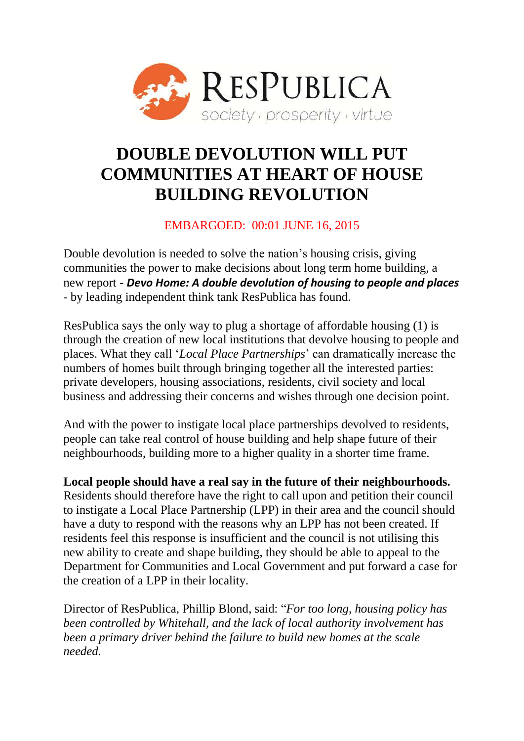RESPUBLICA
society · prosperity · virtue

# DOUBLE DEVOLUTION WILL PUT COMMUNITIES AT HEART OF HOUSE BUILDING REVOLUTION

EMBARGOED: 00:01 JUNE 16, 2015

Double devolution is needed to solve the nation's housing crisis, giving communities the power to make decisions about long term home building, a new report - ***Devo Home: A double devolution of housing to people and places*** - by leading independent think tank ResPublica has found.

ResPublica says the only way to plug a shortage of affordable housing (1) is through the creation of new local institutions that devolve housing to people and places. What they call '*Local Place Partnerships*' can dramatically increase the numbers of homes built through bringing together all the interested parties: private developers, housing associations, residents, civil society and local business and addressing their concerns and wishes through one decision point.

And with the power to instigate local place partnerships devolved to residents, people can take real control of house building and help shape future of their neighbourhoods, building more to a higher quality in a shorter time frame.

**Local people should have a real say in the future of their neighbourhoods.** Residents should therefore have the right to call upon and petition their council to instigate a Local Place Partnership (LPP) in their area and the council should have a duty to respond with the reasons why an LPP has not been created. If residents feel this response is insufficient and the council is not utilising this new ability to create and shape building, they should be able to appeal to the Department for Communities and Local Government and put forward a case for the creation of a LPP in their locality.

Director of ResPublica, Phillip Blond, said: "*For too long, housing policy has been controlled by Whitehall, and the lack of local authority involvement has been a primary driver behind the failure to build new homes at the scale needed.*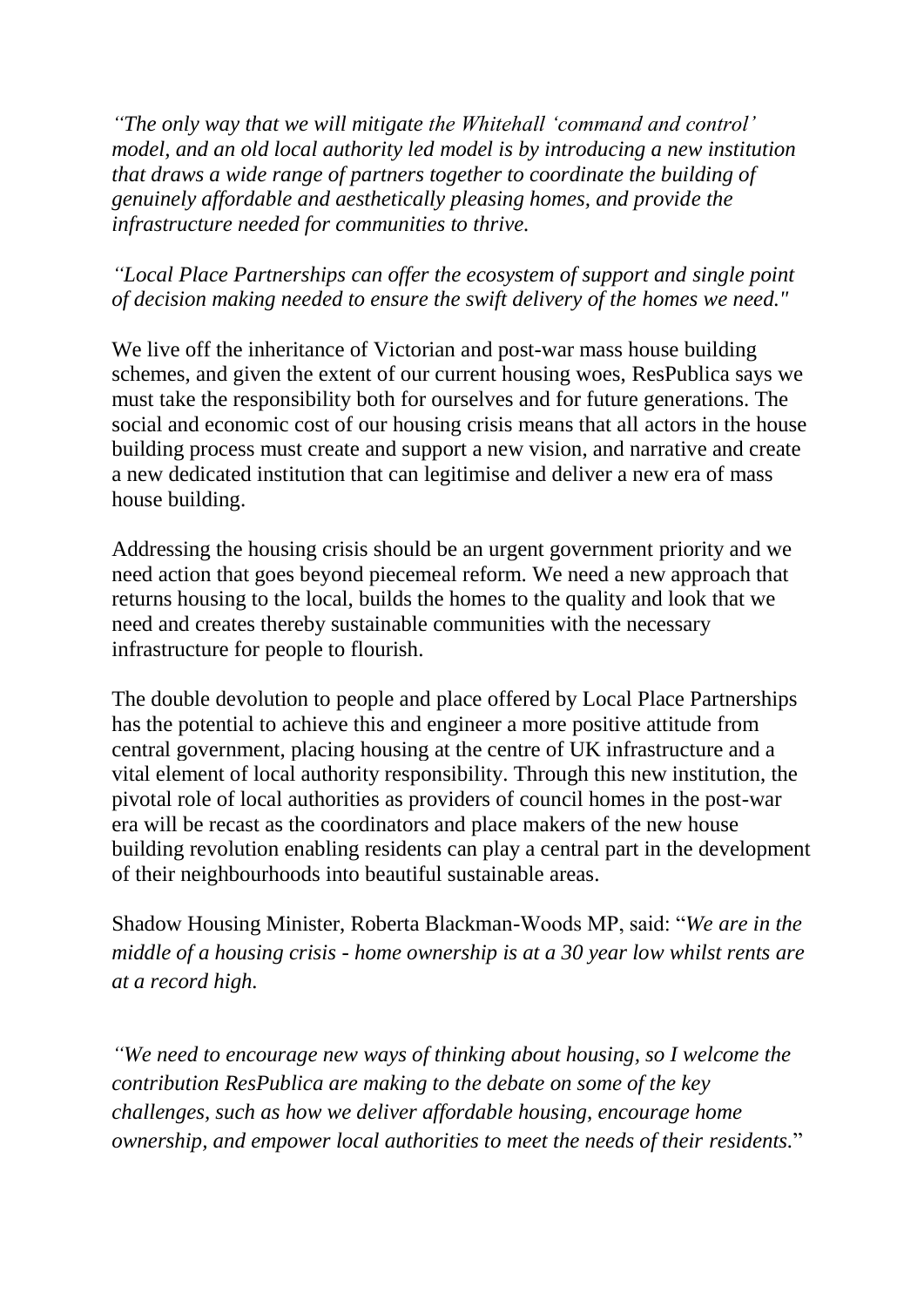*"The only way that we will mitigate the Whitehall 'command and control' model, and an old local authority led model is by introducing a new institution that draws a wide range of partners together to coordinate the building of genuinely affordable and aesthetically pleasing homes, and provide the infrastructure needed for communities to thrive.*

*"Local Place Partnerships can offer the ecosystem of support and single point of decision making needed to ensure the swift delivery of the homes we need."*

We live off the inheritance of Victorian and post-war mass house building schemes, and given the extent of our current housing woes, ResPublica says we must take the responsibility both for ourselves and for future generations. The social and economic cost of our housing crisis means that all actors in the house building process must create and support a new vision, and narrative and create a new dedicated institution that can legitimise and deliver a new era of mass house building.

Addressing the housing crisis should be an urgent government priority and we need action that goes beyond piecemeal reform. We need a new approach that returns housing to the local, builds the homes to the quality and look that we need and creates thereby sustainable communities with the necessary infrastructure for people to flourish.

The double devolution to people and place offered by Local Place Partnerships has the potential to achieve this and engineer a more positive attitude from central government, placing housing at the centre of UK infrastructure and a vital element of local authority responsibility. Through this new institution, the pivotal role of local authorities as providers of council homes in the post-war era will be recast as the coordinators and place makers of the new house building revolution enabling residents can play a central part in the development of their neighbourhoods into beautiful sustainable areas.

Shadow Housing Minister, Roberta Blackman-Woods MP, said: "*We are in the middle of a housing crisis - home ownership is at a 30 year low whilst rents are at a record high.*

*"We need to encourage new ways of thinking about housing, so I welcome the contribution ResPublica are making to the debate on some of the key challenges, such as how we deliver affordable housing, encourage home ownership, and empower local authorities to meet the needs of their residents.*"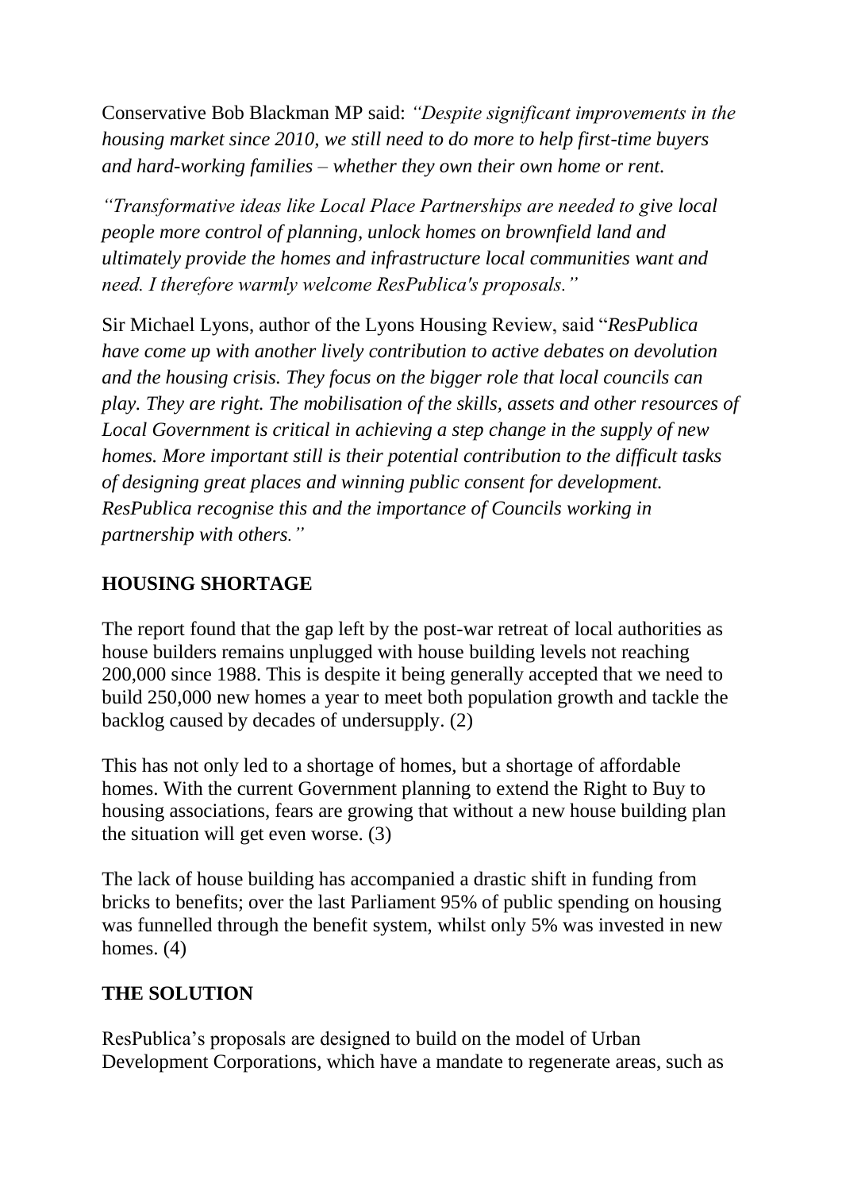Conservative Bob Blackman MP said: *"Despite significant improvements in the housing market since 2010, we still need to do more to help first-time buyers and hard-working families – whether they own their own home or rent.*

*"Transformative ideas like Local Place Partnerships are needed to give local people more control of planning, unlock homes on brownfield land and ultimately provide the homes and infrastructure local communities want and need. I therefore warmly welcome ResPublica's proposals."*

Sir Michael Lyons, author of the Lyons Housing Review, said "*ResPublica have come up with another lively contribution to active debates on devolution and the housing crisis. They focus on the bigger role that local councils can play. They are right. The mobilisation of the skills, assets and other resources of Local Government is critical in achieving a step change in the supply of new homes. More important still is their potential contribution to the difficult tasks of designing great places and winning public consent for development. ResPublica recognise this and the importance of Councils working in partnership with others."*

## HOUSING SHORTAGE

The report found that the gap left by the post-war retreat of local authorities as house builders remains unplugged with house building levels not reaching 200,000 since 1988. This is despite it being generally accepted that we need to build 250,000 new homes a year to meet both population growth and tackle the backlog caused by decades of undersupply. (2)

This has not only led to a shortage of homes, but a shortage of affordable homes. With the current Government planning to extend the Right to Buy to housing associations, fears are growing that without a new house building plan the situation will get even worse. (3)

The lack of house building has accompanied a drastic shift in funding from bricks to benefits; over the last Parliament 95% of public spending on housing was funnelled through the benefit system, whilst only 5% was invested in new homes. (4)

## THE SOLUTION

ResPublica's proposals are designed to build on the model of Urban Development Corporations, which have a mandate to regenerate areas, such as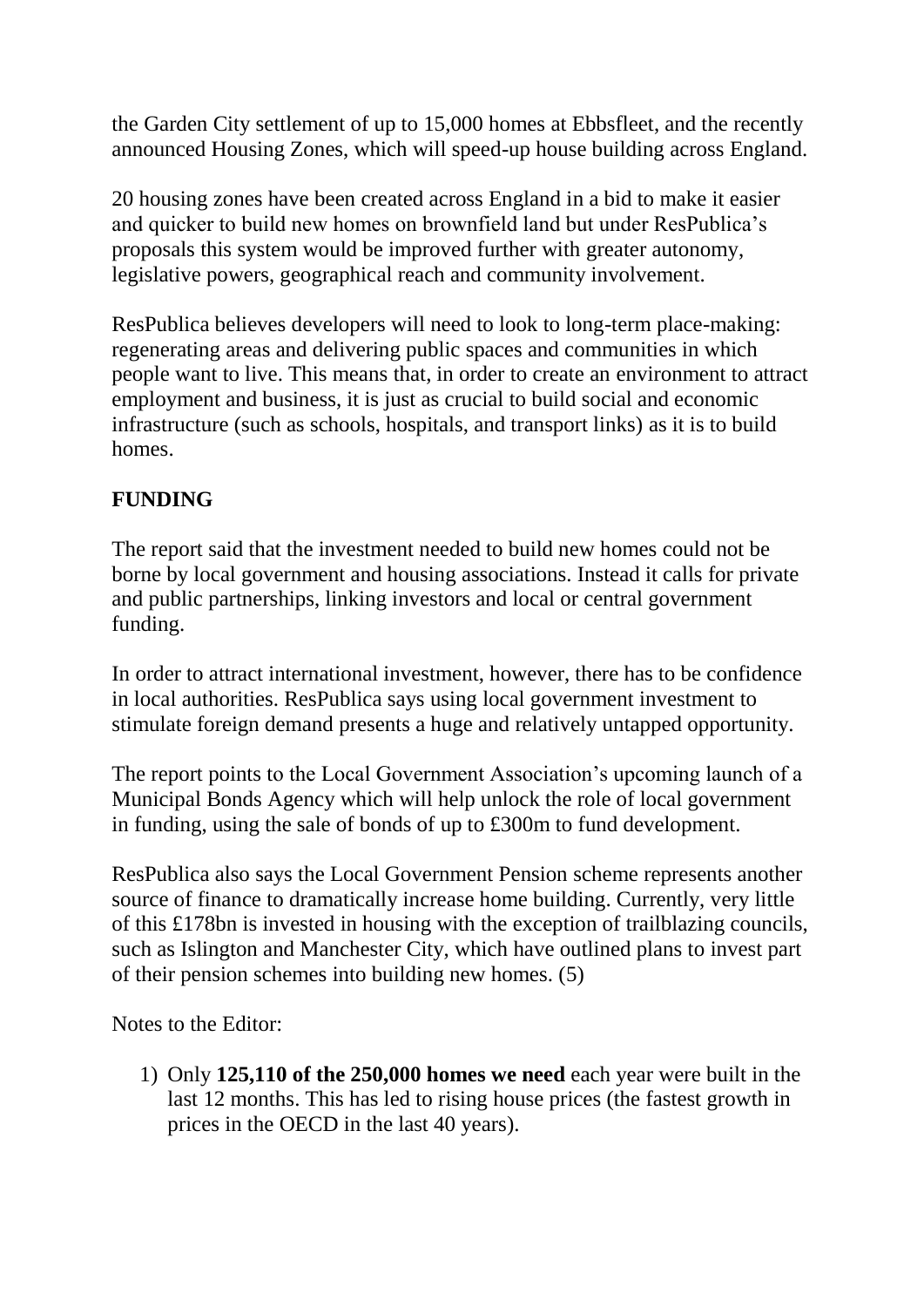the Garden City settlement of up to 15,000 homes at Ebbsfleet, and the recently announced Housing Zones, which will speed-up house building across England.

20 housing zones have been created across England in a bid to make it easier and quicker to build new homes on brownfield land but under ResPublica's proposals this system would be improved further with greater autonomy, legislative powers, geographical reach and community involvement.

ResPublica believes developers will need to look to long-term place-making: regenerating areas and delivering public spaces and communities in which people want to live. This means that, in order to create an environment to attract employment and business, it is just as crucial to build social and economic infrastructure (such as schools, hospitals, and transport links) as it is to build homes.

**FUNDING**

The report said that the investment needed to build new homes could not be borne by local government and housing associations. Instead it calls for private and public partnerships, linking investors and local or central government funding.

In order to attract international investment, however, there has to be confidence in local authorities. ResPublica says using local government investment to stimulate foreign demand presents a huge and relatively untapped opportunity.

The report points to the Local Government Association's upcoming launch of a Municipal Bonds Agency which will help unlock the role of local government in funding, using the sale of bonds of up to £300m to fund development.

ResPublica also says the Local Government Pension scheme represents another source of finance to dramatically increase home building. Currently, very little of this £178bn is invested in housing with the exception of trailblazing councils, such as Islington and Manchester City, which have outlined plans to invest part of their pension schemes into building new homes. (5)

Notes to the Editor:

1) Only **125,110 of the 250,000 homes we need** each year were built in the last 12 months. This has led to rising house prices (the fastest growth in prices in the OECD in the last 40 years).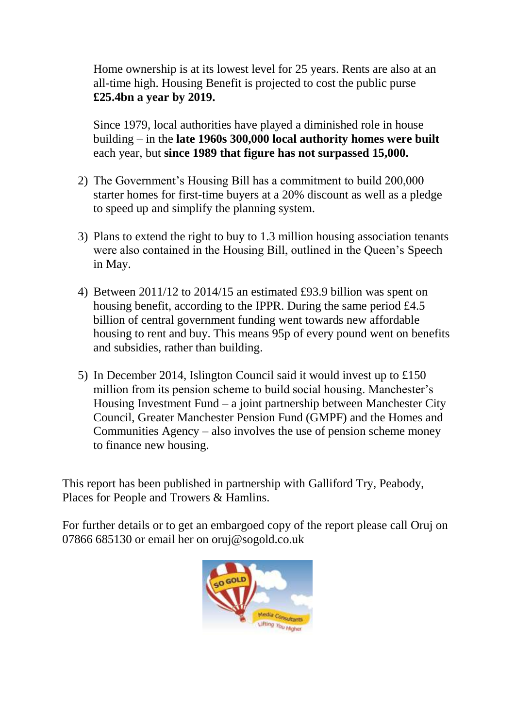Home ownership is at its lowest level for 25 years. Rents are also at an all-time high. Housing Benefit is projected to cost the public purse **£25.4bn a year by 2019.**

Since 1979, local authorities have played a diminished role in house building – in the **late 1960s 300,000 local authority homes were built** each year, but **since 1989 that figure has not surpassed 15,000.**

2) The Government's Housing Bill has a commitment to build 200,000 starter homes for first-time buyers at a 20% discount as well as a pledge to speed up and simplify the planning system.

3) Plans to extend the right to buy to 1.3 million housing association tenants were also contained in the Housing Bill, outlined in the Queen's Speech in May.

4) Between 2011/12 to 2014/15 an estimated £93.9 billion was spent on housing benefit, according to the IPPR. During the same period £4.5 billion of central government funding went towards new affordable housing to rent and buy. This means 95p of every pound went on benefits and subsidies, rather than building.

5) In December 2014, Islington Council said it would invest up to £150 million from its pension scheme to build social housing. Manchester's Housing Investment Fund – a joint partnership between Manchester City Council, Greater Manchester Pension Fund (GMPF) and the Homes and Communities Agency – also involves the use of pension scheme money to finance new housing.

This report has been published in partnership with Galliford Try, Peabody, Places for People and Trowers & Hamlins.

For further details or to get an embargoed copy of the report please call Oruj on 07866 685130 or email her on oruj@sogold.co.uk